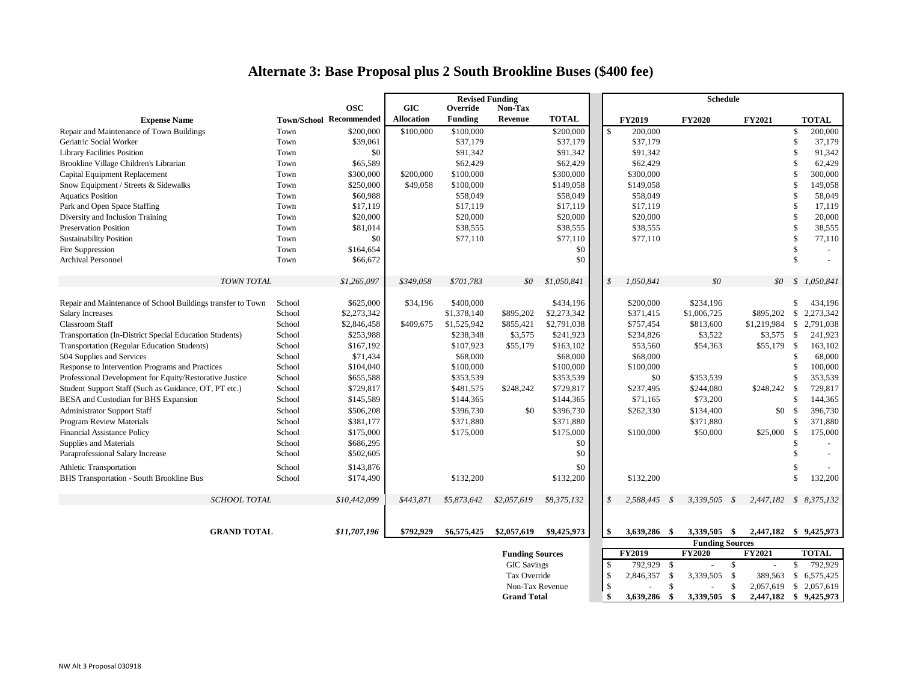# Alternate 3: Base Proposal plus 2 South Brookline Buses ($400 fee)

| | | | Revised Funding | | | | Schedule | | | |
|---|---|---|---|---|---|---|---|---|---|---|
| Expense Name | Town/School | OSC Recommended | GIC Allocation | Override Funding | Non-Tax Revenue | TOTAL | FY2019 | FY2020 | FY2021 | TOTAL |
| Repair and Maintenance of Town Buildings | Town | $200,000 | $100,000 | $100,000 | | $200,000 | $ 200,000 | | | $ 200,000 |
| Geriatric Social Worker | Town | $39,061 | | $37,179 | | $37,179 | $37,179 | | | $ 37,179 |
| Library Facilities Position | Town | $0 | | $91,342 | | $91,342 | $91,342 | | | $ 91,342 |
| Brookline Village Children's Librarian | Town | $65,589 | | $62,429 | | $62,429 | $62,429 | | | $ 62,429 |
| Capital Equipment Replacement | Town | $300,000 | $200,000 | $100,000 | | $300,000 | $300,000 | | | $ 300,000 |
| Snow Equipment / Streets & Sidewalks | Town | $250,000 | $49,058 | $100,000 | | $149,058 | $149,058 | | | $ 149,058 |
| Aquatics Position | Town | $60,988 | | $58,049 | | $58,049 | $58,049 | | | $ 58,049 |
| Park and Open Space Staffing | Town | $17,119 | | $17,119 | | $17,119 | $17,119 | | | $ 17,119 |
| Diversity and Inclusion Training | Town | $20,000 | | $20,000 | | $20,000 | $20,000 | | | $ 20,000 |
| Preservation Position | Town | $81,014 | | $38,555 | | $38,555 | $38,555 | | | $ 38,555 |
| Sustainability Position | Town | $0 | | $77,110 | | $77,110 | $77,110 | | | $ 77,110 |
| Fire Suppression | Town | $164,654 | | | | $0 | | | | $ - |
| Archival Personnel | Town | $66,672 | | | | $0 | | | | $ - |
| *TOWN TOTAL* | | *$1,265,097* | *$349,058* | *$701,783* | *$0* | *$1,050,841* | *$ 1,050,841* | *$0* | *$0* | *$ 1,050,841* |
| Repair and Maintenance of School Buildings transfer to Town | School | $625,000 | $34,196 | $400,000 | | $434,196 | $200,000 | $234,196 | | $ 434,196 |
| Salary Increases | School | $2,273,342 | | $1,378,140 | $895,202 | $2,273,342 | $371,415 | $1,006,725 | $895,202 | $ 2,273,342 |
| Classroom Staff | School | $2,846,458 | $409,675 | $1,525,942 | $855,421 | $2,791,038 | $757,454 | $813,600 | $1,219,984 | $ 2,791,038 |
| Transportation (In-District Special Education Students) | School | $253,988 | | $238,348 | $3,575 | $241,923 | $234,826 | $3,522 | $3,575 | $ 241,923 |
| Transportation (Regular Education Students) | School | $167,192 | | $107,923 | $55,179 | $163,102 | $53,560 | $54,363 | $55,179 | $ 163,102 |
| 504 Supplies and Services | School | $71,434 | | $68,000 | | $68,000 | $68,000 | | | $ 68,000 |
| Response to Intervention Programs and Practices | School | $104,040 | | $100,000 | | $100,000 | $100,000 | | | $ 100,000 |
| Professional Development for Equity/Restorative Justice | School | $655,588 | | $353,539 | | $353,539 | $0 | $353,539 | | $ 353,539 |
| Student Support Staff (Such as Guidance, OT, PT etc.) | School | $729,817 | | $481,575 | $248,242 | $729,817 | $237,495 | $244,080 | $248,242 | $ 729,817 |
| BESA and Custodian for BHS Expansion | School | $145,589 | | $144,365 | | $144,365 | $71,165 | $73,200 | | $ 144,365 |
| Administrator Support Staff | School | $506,208 | | $396,730 | $0 | $396,730 | $262,330 | $134,400 | $0 | $ 396,730 |
| Program Review Materials | School | $381,177 | | $371,880 | | $371,880 | | $371,880 | | $ 371,880 |
| Financial Assistance Policy | School | $175,000 | | $175,000 | | $175,000 | $100,000 | $50,000 | $25,000 | $ 175,000 |
| Supplies and Materials | School | $686,295 | | | | $0 | | | | $ - |
| Paraprofessional Salary Increase | School | $502,605 | | | | $0 | | | | $ - |
| Athletic Transportation | School | $143,876 | | | | $0 | | | | $ - |
| BHS Transportation - South Brookline Bus | School | $174,490 | | $132,200 | | $132,200 | $132,200 | | | $ 132,200 |
| *SCHOOL TOTAL* | | *$10,442,099* | *$443,871* | *$5,873,642* | *$2,057,619* | *$8,375,132* | *$ 2,588,445* | *$ 3,339,505* | *$ 2,447,182* | *$ 8,375,132* |
| **GRAND TOTAL** | | ***$11,707,196*** | **$792,929** | **$6,575,425** | **$2,057,619** | **$9,425,973** | **$ 3,639,286** | **$ 3,339,505** | **$ 2,447,182** | **$ 9,425,973** |

| Funding Sources | FY2019 | FY2020 | FY2021 | TOTAL |
|---|---|---|---|---|
| GIC Savings | $ 792,929 | $ - | $ - | $ 792,929 |
| Tax Override | $ 2,846,357 | $ 3,339,505 | $ 389,563 | $ 6,575,425 |
| Non-Tax Revenue | $ - | $ - | $ 2,057,619 | $ 2,057,619 |
| **Grand Total** | **$ 3,639,286** | **$ 3,339,505** | **$ 2,447,182** | **$ 9,425,973** |

NW Alt 3 Proposal 030918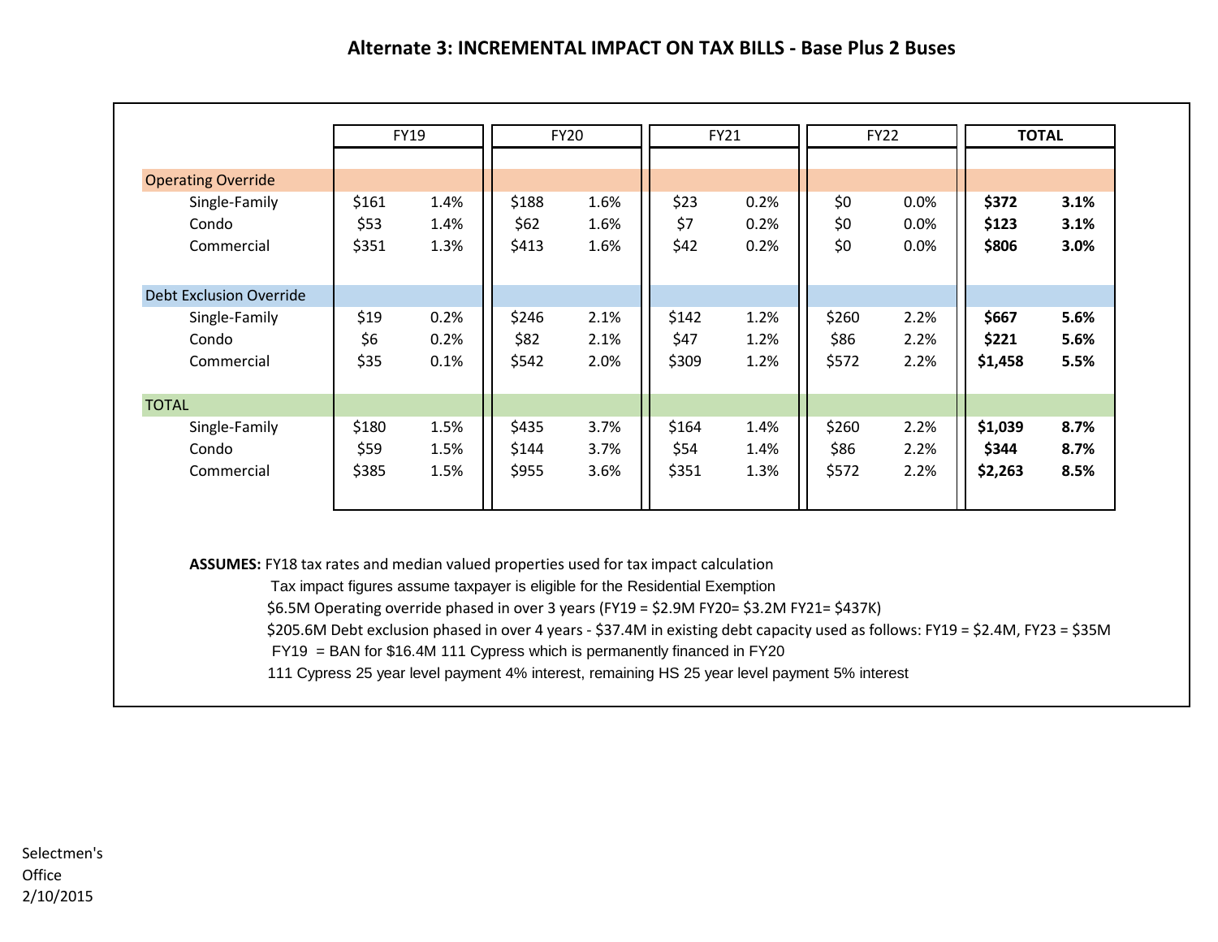## Alternate 3: INCREMENTAL IMPACT ON TAX BILLS - Base Plus 2 Buses

| | FY19 | | FY20 | | FY21 | | FY22 | | TOTAL | |
|---|---|---|---|---|---|---|---|---|---|---|
| **Operating Override** | | | | | | | | | | |
| Single-Family | $161 | 1.4% | $188 | 1.6% | $23 | 0.2% | $0 | 0.0% | **$372** | **3.1%** |
| Condo | $53 | 1.4% | $62 | 1.6% | $7 | 0.2% | $0 | 0.0% | **$123** | **3.1%** |
| Commercial | $351 | 1.3% | $413 | 1.6% | $42 | 0.2% | $0 | 0.0% | **$806** | **3.0%** |
| **Debt Exclusion Override** | | | | | | | | | | |
| Single-Family | $19 | 0.2% | $246 | 2.1% | $142 | 1.2% | $260 | 2.2% | **$667** | **5.6%** |
| Condo | $6 | 0.2% | $82 | 2.1% | $47 | 1.2% | $86 | 2.2% | **$221** | **5.6%** |
| Commercial | $35 | 0.1% | $542 | 2.0% | $309 | 1.2% | $572 | 2.2% | **$1,458** | **5.5%** |
| **TOTAL** | | | | | | | | | | |
| Single-Family | $180 | 1.5% | $435 | 3.7% | $164 | 1.4% | $260 | 2.2% | **$1,039** | **8.7%** |
| Condo | $59 | 1.5% | $144 | 3.7% | $54 | 1.4% | $86 | 2.2% | **$344** | **8.7%** |
| Commercial | $385 | 1.5% | $955 | 3.6% | $351 | 1.3% | $572 | 2.2% | **$2,263** | **8.5%** |

**ASSUMES:** FY18 tax rates and median valued properties used for tax impact calculation

Tax impact figures assume taxpayer is eligible for the Residential Exemption

$6.5M Operating override phased in over 3 years (FY19 = $2.9M FY20= $3.2M FY21= $437K)

$205.6M Debt exclusion phased in over 4 years - $37.4M in existing debt capacity used as follows: FY19 = $2.4M, FY23 = $35M

FY19 = BAN for $16.4M 111 Cypress which is permanently financed in FY20

111 Cypress 25 year level payment 4% interest, remaining HS 25 year level payment 5% interest

Selectmen's Office
2/10/2015